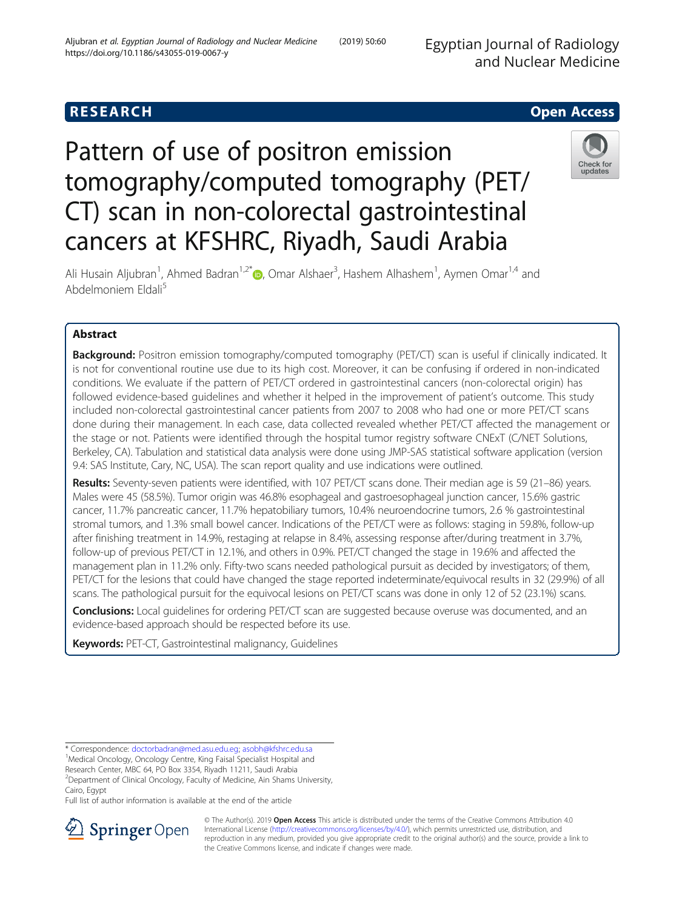RESEARCH

Open Access

# Pattern of use of positron emission tomography/computed tomography (PET/CT) scan in non-colorectal gastrointestinal cancers at KFSHRC, Riyadh, Saudi Arabia

Ali Husain Aljubran[1], Ahmed Badran[1,2*], Omar Alshaer[3], Hashem Alhashem[1], Aymen Omar[1,4] and Abdelmoniem Eldali[5]

## Abstract

**Background:** Positron emission tomography/computed tomography (PET/CT) scan is useful if clinically indicated. It is not for conventional routine use due to its high cost. Moreover, it can be confusing if ordered in non-indicated conditions. We evaluate if the pattern of PET/CT ordered in gastrointestinal cancers (non-colorectal origin) has followed evidence-based guidelines and whether it helped in the improvement of patient's outcome. This study included non-colorectal gastrointestinal cancer patients from 2007 to 2008 who had one or more PET/CT scans done during their management. In each case, data collected revealed whether PET/CT affected the management or the stage or not. Patients were identified through the hospital tumor registry software CNExT (C/NET Solutions, Berkeley, CA). Tabulation and statistical data analysis were done using JMP-SAS statistical software application (version 9.4: SAS Institute, Cary, NC, USA). The scan report quality and use indications were outlined.

**Results:** Seventy-seven patients were identified, with 107 PET/CT scans done. Their median age is 59 (21–86) years. Males were 45 (58.5%). Tumor origin was 46.8% esophageal and gastroesophageal junction cancer, 15.6% gastric cancer, 11.7% pancreatic cancer, 11.7% hepatobiliary tumors, 10.4% neuroendocrine tumors, 2.6 % gastrointestinal stromal tumors, and 1.3% small bowel cancer. Indications of the PET/CT were as follows: staging in 59.8%, follow-up after finishing treatment in 14.9%, restaging at relapse in 8.4%, assessing response after/during treatment in 3.7%, follow-up of previous PET/CT in 12.1%, and others in 0.9%. PET/CT changed the stage in 19.6% and affected the management plan in 11.2% only. Fifty-two scans needed pathological pursuit as decided by investigators; of them, PET/CT for the lesions that could have changed the stage reported indeterminate/equivocal results in 32 (29.9%) of all scans. The pathological pursuit for the equivocal lesions on PET/CT scans was done in only 12 of 52 (23.1%) scans.

**Conclusions:** Local guidelines for ordering PET/CT scan are suggested because overuse was documented, and an evidence-based approach should be respected before its use.

**Keywords:** PET-CT, Gastrointestinal malignancy, Guidelines

---

* Correspondence: doctorbadran@med.asu.edu.eg; asobh@kfshrc.edu.sa
[1]Medical Oncology, Oncology Centre, King Faisal Specialist Hospital and Research Center, MBC 64, PO Box 3354, Riyadh 11211, Saudi Arabia
[2]Department of Clinical Oncology, Faculty of Medicine, Ain Shams University, Cairo, Egypt
Full list of author information is available at the end of the article

© The Author(s). 2019 **Open Access** This article is distributed under the terms of the Creative Commons Attribution 4.0 International License (http://creativecommons.org/licenses/by/4.0/), which permits unrestricted use, distribution, and reproduction in any medium, provided you give appropriate credit to the original author(s) and the source, provide a link to the Creative Commons license, and indicate if changes were made.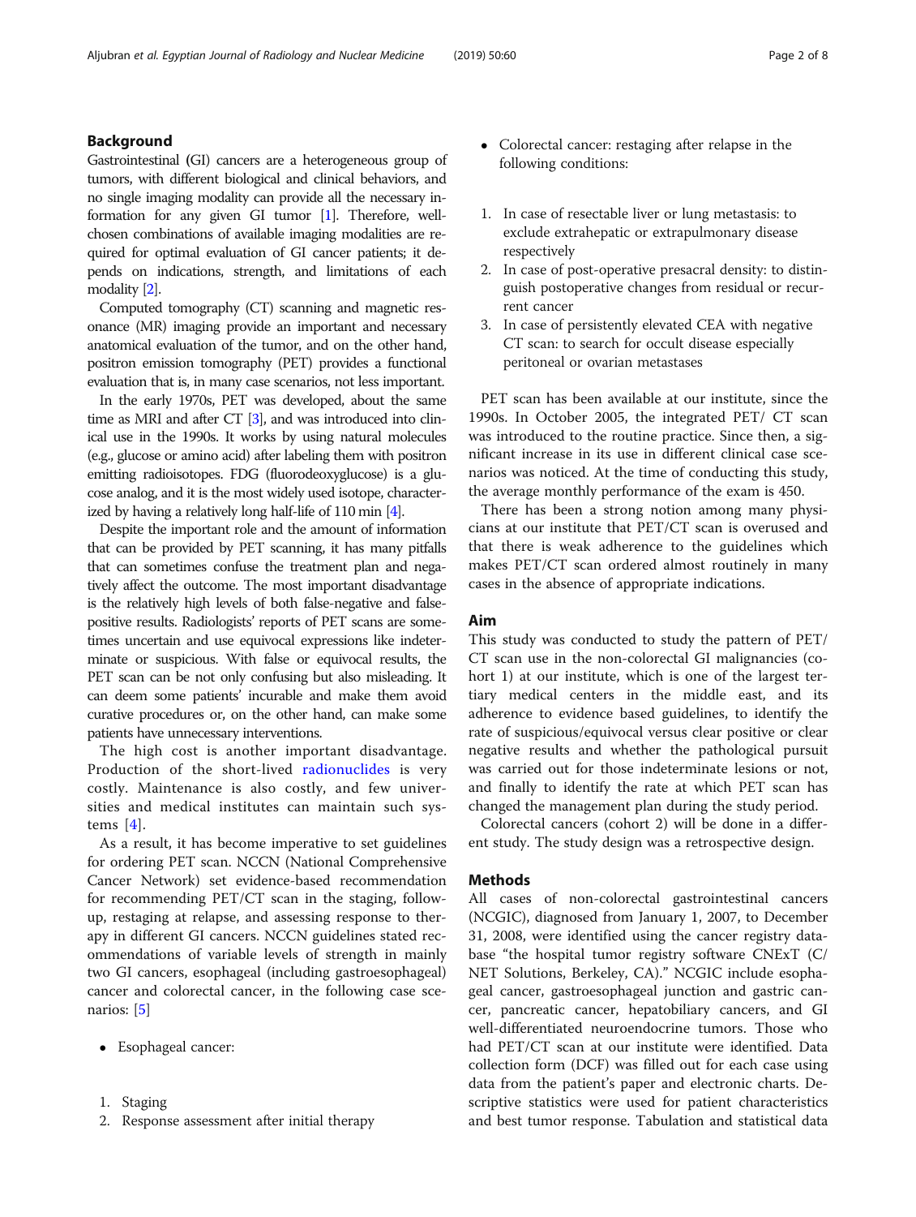## Background

Gastrointestinal (GI) cancers are a heterogeneous group of tumors, with different biological and clinical behaviors, and no single imaging modality can provide all the necessary information for any given GI tumor [1]. Therefore, well-chosen combinations of available imaging modalities are required for optimal evaluation of GI cancer patients; it depends on indications, strength, and limitations of each modality [2].

Computed tomography (CT) scanning and magnetic resonance (MR) imaging provide an important and necessary anatomical evaluation of the tumor, and on the other hand, positron emission tomography (PET) provides a functional evaluation that is, in many case scenarios, not less important.

In the early 1970s, PET was developed, about the same time as MRI and after CT [3], and was introduced into clinical use in the 1990s. It works by using natural molecules (e.g., glucose or amino acid) after labeling them with positron emitting radioisotopes. FDG (fluorodeoxyglucose) is a glucose analog, and it is the most widely used isotope, characterized by having a relatively long half-life of 110 min [4].

Despite the important role and the amount of information that can be provided by PET scanning, it has many pitfalls that can sometimes confuse the treatment plan and negatively affect the outcome. The most important disadvantage is the relatively high levels of both false-negative and false-positive results. Radiologists' reports of PET scans are sometimes uncertain and use equivocal expressions like indeterminate or suspicious. With false or equivocal results, the PET scan can be not only confusing but also misleading. It can deem some patients' incurable and make them avoid curative procedures or, on the other hand, can make some patients have unnecessary interventions.

The high cost is another important disadvantage. Production of the short-lived radionuclides is very costly. Maintenance is also costly, and few universities and medical institutes can maintain such systems [4].

As a result, it has become imperative to set guidelines for ordering PET scan. NCCN (National Comprehensive Cancer Network) set evidence-based recommendation for recommending PET/CT scan in the staging, follow-up, restaging at relapse, and assessing response to therapy in different GI cancers. NCCN guidelines stated recommendations of variable levels of strength in mainly two GI cancers, esophageal (including gastroesophageal) cancer and colorectal cancer, in the following case scenarios: [5]

- Esophageal cancer:

1. Staging
2. Response assessment after initial therapy

- Colorectal cancer: restaging after relapse in the following conditions:

1. In case of resectable liver or lung metastasis: to exclude extrahepatic or extrapulmonary disease respectively
2. In case of post-operative presacral density: to distinguish postoperative changes from residual or recurrent cancer
3. In case of persistently elevated CEA with negative CT scan: to search for occult disease especially peritoneal or ovarian metastases

PET scan has been available at our institute, since the 1990s. In October 2005, the integrated PET/ CT scan was introduced to the routine practice. Since then, a significant increase in its use in different clinical case scenarios was noticed. At the time of conducting this study, the average monthly performance of the exam is 450.

There has been a strong notion among many physicians at our institute that PET/CT scan is overused and that there is weak adherence to the guidelines which makes PET/CT scan ordered almost routinely in many cases in the absence of appropriate indications.

## Aim

This study was conducted to study the pattern of PET/CT scan use in the non-colorectal GI malignancies (cohort 1) at our institute, which is one of the largest tertiary medical centers in the middle east, and its adherence to evidence based guidelines, to identify the rate of suspicious/equivocal versus clear positive or clear negative results and whether the pathological pursuit was carried out for those indeterminate lesions or not, and finally to identify the rate at which PET scan has changed the management plan during the study period.

Colorectal cancers (cohort 2) will be done in a different study. The study design was a retrospective design.

## Methods

All cases of non-colorectal gastrointestinal cancers (NCGIC), diagnosed from January 1, 2007, to December 31, 2008, were identified using the cancer registry database "the hospital tumor registry software CNExT (C/NET Solutions, Berkeley, CA)." NCGIC include esophageal cancer, gastroesophageal junction and gastric cancer, pancreatic cancer, hepatobiliary cancers, and GI well-differentiated neuroendocrine tumors. Those who had PET/CT scan at our institute were identified. Data collection form (DCF) was filled out for each case using data from the patient's paper and electronic charts. Descriptive statistics were used for patient characteristics and best tumor response. Tabulation and statistical data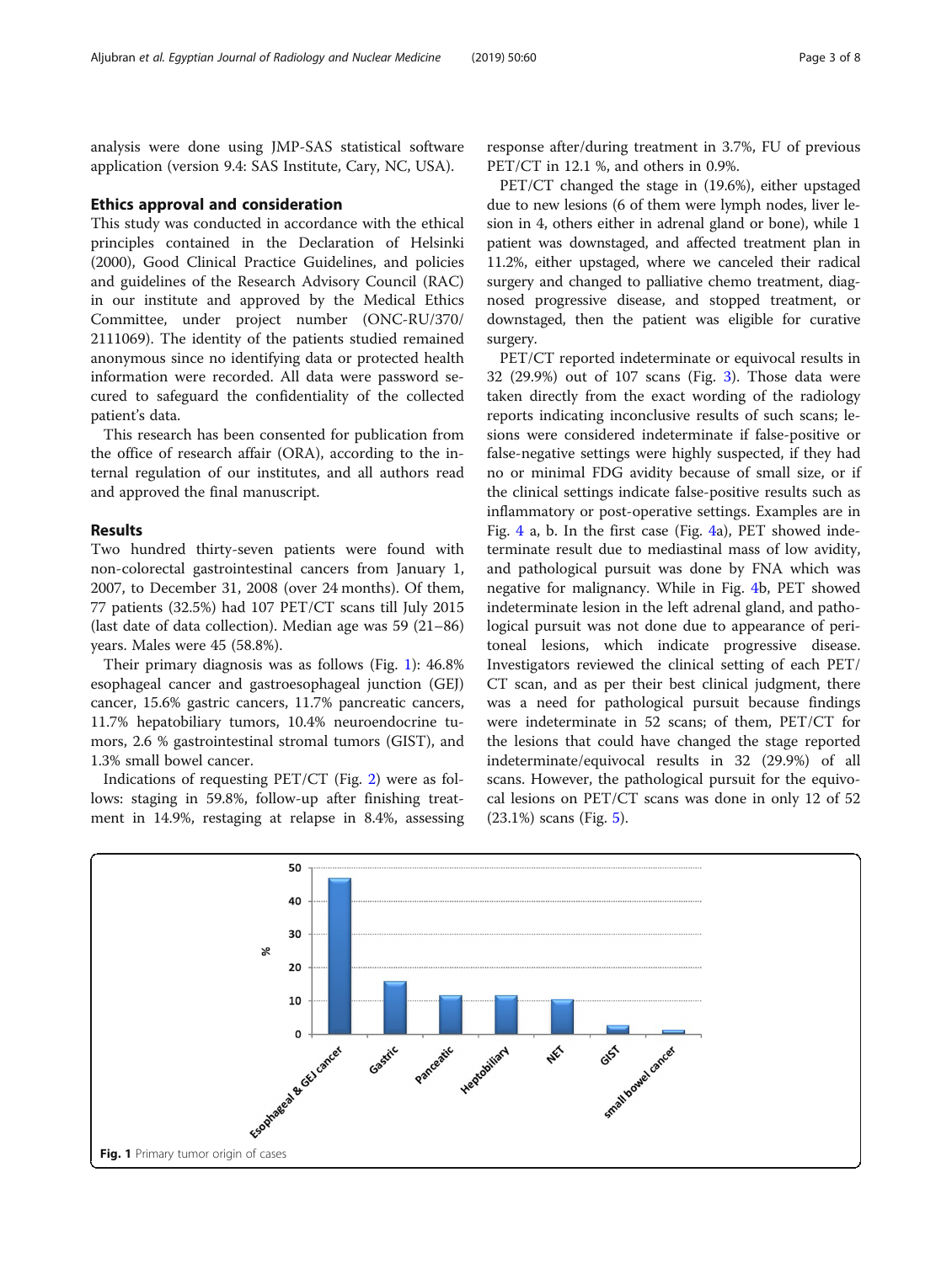analysis were done using JMP-SAS statistical software application (version 9.4: SAS Institute, Cary, NC, USA).

## Ethics approval and consideration

This study was conducted in accordance with the ethical principles contained in the Declaration of Helsinki (2000), Good Clinical Practice Guidelines, and policies and guidelines of the Research Advisory Council (RAC) in our institute and approved by the Medical Ethics Committee, under project number (ONC-RU/370/2111069). The identity of the patients studied remained anonymous since no identifying data or protected health information were recorded. All data were password secured to safeguard the confidentiality of the collected patient's data.

This research has been consented for publication from the office of research affair (ORA), according to the internal regulation of our institutes, and all authors read and approved the final manuscript.

## Results

Two hundred thirty-seven patients were found with non-colorectal gastrointestinal cancers from January 1, 2007, to December 31, 2008 (over 24 months). Of them, 77 patients (32.5%) had 107 PET/CT scans till July 2015 (last date of data collection). Median age was 59 (21–86) years. Males were 45 (58.8%).

Their primary diagnosis was as follows (Fig. 1): 46.8% esophageal cancer and gastroesophageal junction (GEJ) cancer, 15.6% gastric cancers, 11.7% pancreatic cancers, 11.7% hepatobiliary tumors, 10.4% neuroendocrine tumors, 2.6 % gastrointestinal stromal tumors (GIST), and 1.3% small bowel cancer.

Indications of requesting PET/CT (Fig. 2) were as follows: staging in 59.8%, follow-up after finishing treatment in 14.9%, restaging at relapse in 8.4%, assessing response after/during treatment in 3.7%, FU of previous PET/CT in 12.1 %, and others in 0.9%.

PET/CT changed the stage in (19.6%), either upstaged due to new lesions (6 of them were lymph nodes, liver lesion in 4, others either in adrenal gland or bone), while 1 patient was downstaged, and affected treatment plan in 11.2%, either upstaged, where we canceled their radical surgery and changed to palliative chemo treatment, diagnosed progressive disease, and stopped treatment, or downstaged, then the patient was eligible for curative surgery.

PET/CT reported indeterminate or equivocal results in 32 (29.9%) out of 107 scans (Fig. 3). Those data were taken directly from the exact wording of the radiology reports indicating inconclusive results of such scans; lesions were considered indeterminate if false-positive or false-negative settings were highly suspected, if they had no or minimal FDG avidity because of small size, or if the clinical settings indicate false-positive results such as inflammatory or post-operative settings. Examples are in Fig. 4 a, b. In the first case (Fig. 4a), PET showed indeterminate result due to mediastinal mass of low avidity, and pathological pursuit was done by FNA which was negative for malignancy. While in Fig. 4b, PET showed indeterminate lesion in the left adrenal gland, and pathological pursuit was not done due to appearance of peritoneal lesions, which indicate progressive disease. Investigators reviewed the clinical setting of each PET/CT scan, and as per their best clinical judgment, there was a need for pathological pursuit because findings were indeterminate in 52 scans; of them, PET/CT for the lesions that could have changed the stage reported indeterminate/equivocal results in 32 (29.9%) of all scans. However, the pathological pursuit for the equivocal lesions on PET/CT scans was done in only 12 of 52 (23.1%) scans (Fig. 5).

**Fig. 1** Primary tumor origin of cases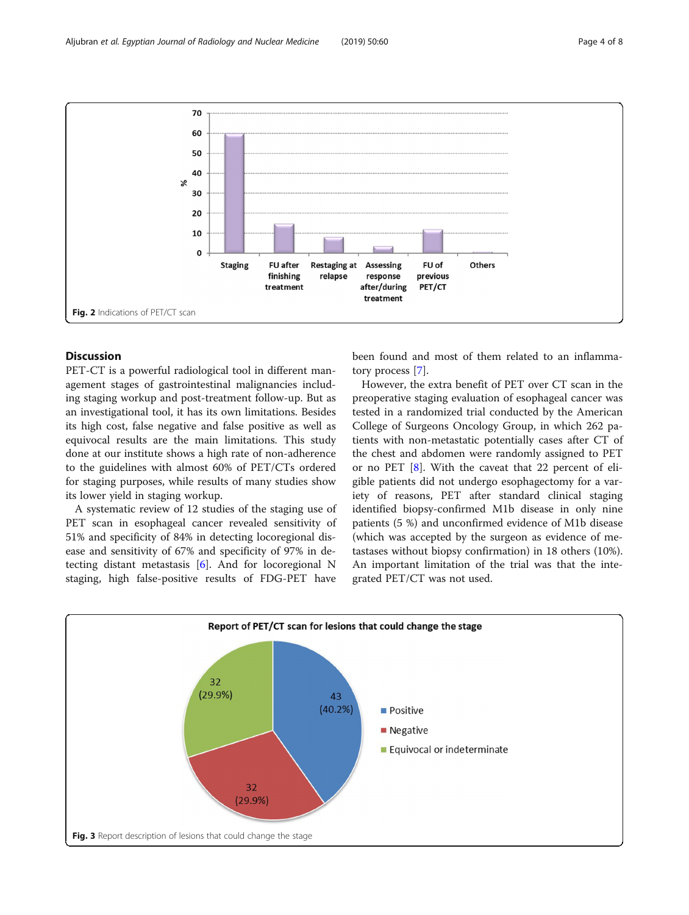Fig. 2 Indications of PET/CT scan

## Discussion

PET-CT is a powerful radiological tool in different management stages of gastrointestinal malignancies including staging workup and post-treatment follow-up. But as an investigational tool, it has its own limitations. Besides its high cost, false negative and false positive as well as equivocal results are the main limitations. This study done at our institute shows a high rate of non-adherence to the guidelines with almost 60% of PET/CTs ordered for staging purposes, while results of many studies show its lower yield in staging workup.

A systematic review of 12 studies of the staging use of PET scan in esophageal cancer revealed sensitivity of 51% and specificity of 84% in detecting locoregional disease and sensitivity of 67% and specificity of 97% in detecting distant metastasis [6]. And for locoregional N staging, high false-positive results of FDG-PET have been found and most of them related to an inflammatory process [7].

However, the extra benefit of PET over CT scan in the preoperative staging evaluation of esophageal cancer was tested in a randomized trial conducted by the American College of Surgeons Oncology Group, in which 262 patients with non-metastatic potentially cases after CT of the chest and abdomen were randomly assigned to PET or no PET [8]. With the caveat that 22 percent of eligible patients did not undergo esophagectomy for a variety of reasons, PET after standard clinical staging identified biopsy-confirmed M1b disease in only nine patients (5 %) and unconfirmed evidence of M1b disease (which was accepted by the surgeon as evidence of metastases without biopsy confirmation) in 18 others (10%). An important limitation of the trial was that the integrated PET/CT was not used.

Fig. 3 Report description of lesions that could change the stage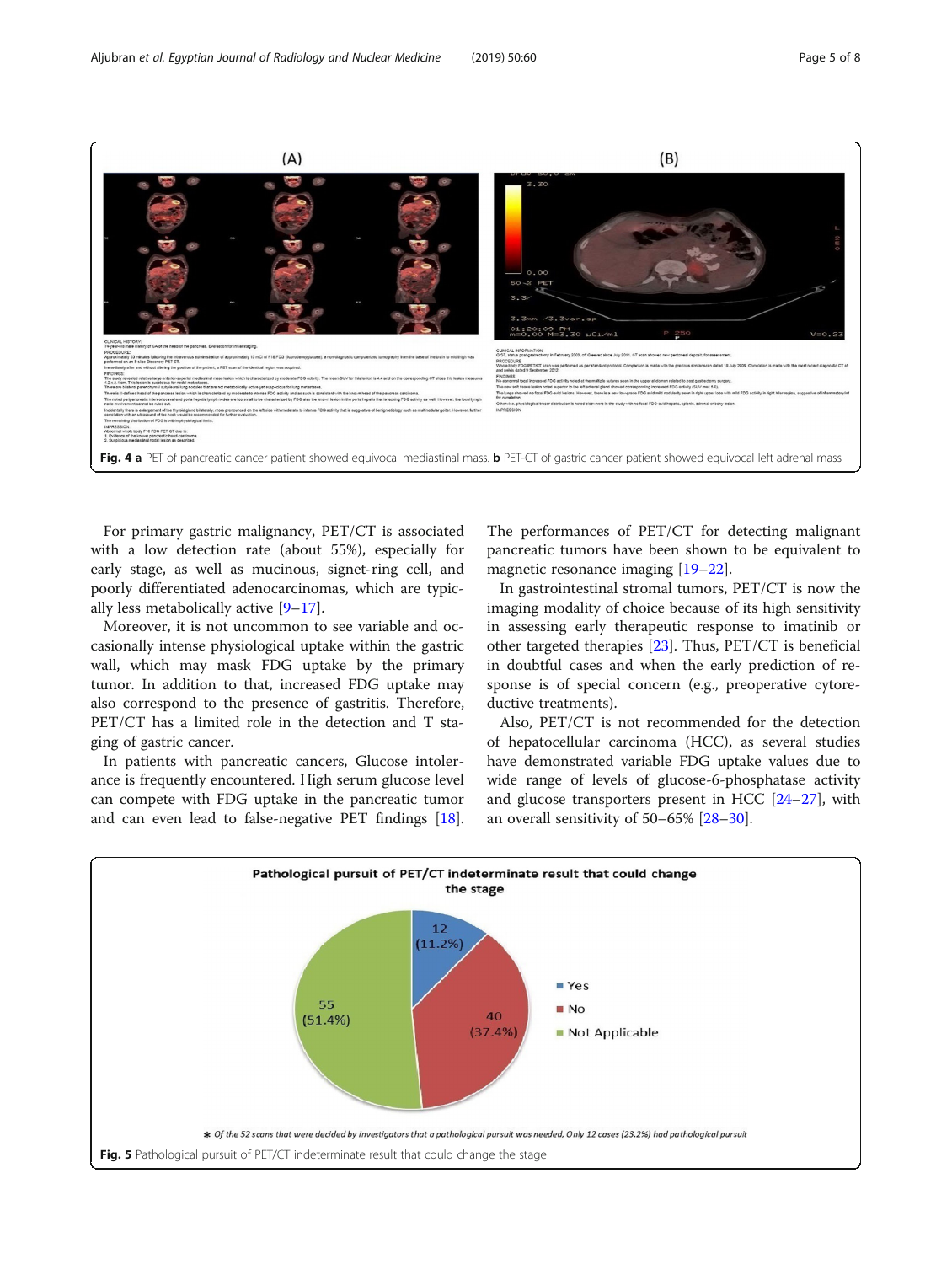Fig. 4 **a** PET of pancreatic cancer patient showed equivocal mediastinal mass. **b** PET-CT of gastric cancer patient showed equivocal left adrenal mass

For primary gastric malignancy, PET/CT is associated with a low detection rate (about 55%), especially for early stage, as well as mucinous, signet-ring cell, and poorly differentiated adenocarcinomas, which are typically less metabolically active [9–17].

Moreover, it is not uncommon to see variable and occasionally intense physiological uptake within the gastric wall, which may mask FDG uptake by the primary tumor. In addition to that, increased FDG uptake may also correspond to the presence of gastritis. Therefore, PET/CT has a limited role in the detection and T staging of gastric cancer.

In patients with pancreatic cancers, Glucose intolerance is frequently encountered. High serum glucose level can compete with FDG uptake in the pancreatic tumor and can even lead to false-negative PET findings [18]. The performances of PET/CT for detecting malignant pancreatic tumors have been shown to be equivalent to magnetic resonance imaging [19–22].

In gastrointestinal stromal tumors, PET/CT is now the imaging modality of choice because of its high sensitivity in assessing early therapeutic response to imatinib or other targeted therapies [23]. Thus, PET/CT is beneficial in doubtful cases and when the early prediction of response is of special concern (e.g., preoperative cytoreductive treatments).

Also, PET/CT is not recommended for the detection of hepatocellular carcinoma (HCC), as several studies have demonstrated variable FDG uptake values due to wide range of levels of glucose-6-phosphatase activity and glucose transporters present in HCC [24–27], with an overall sensitivity of 50–65% [28–30].

Pathological pursuit of PET/CT indeterminate result that could change the stage

| Category | Number | Percentage |
|---|---|---|
| Yes | 12 | 11.2% |
| No | 40 | 37.4% |
| Not Applicable | 55 | 51.4% |

* Of the 52 scans that were decided by investigators that a pathological pursuit was needed, Only 12 cases (23.2%) had pathological pursuit

Fig. 5 Pathological pursuit of PET/CT indeterminate result that could change the stage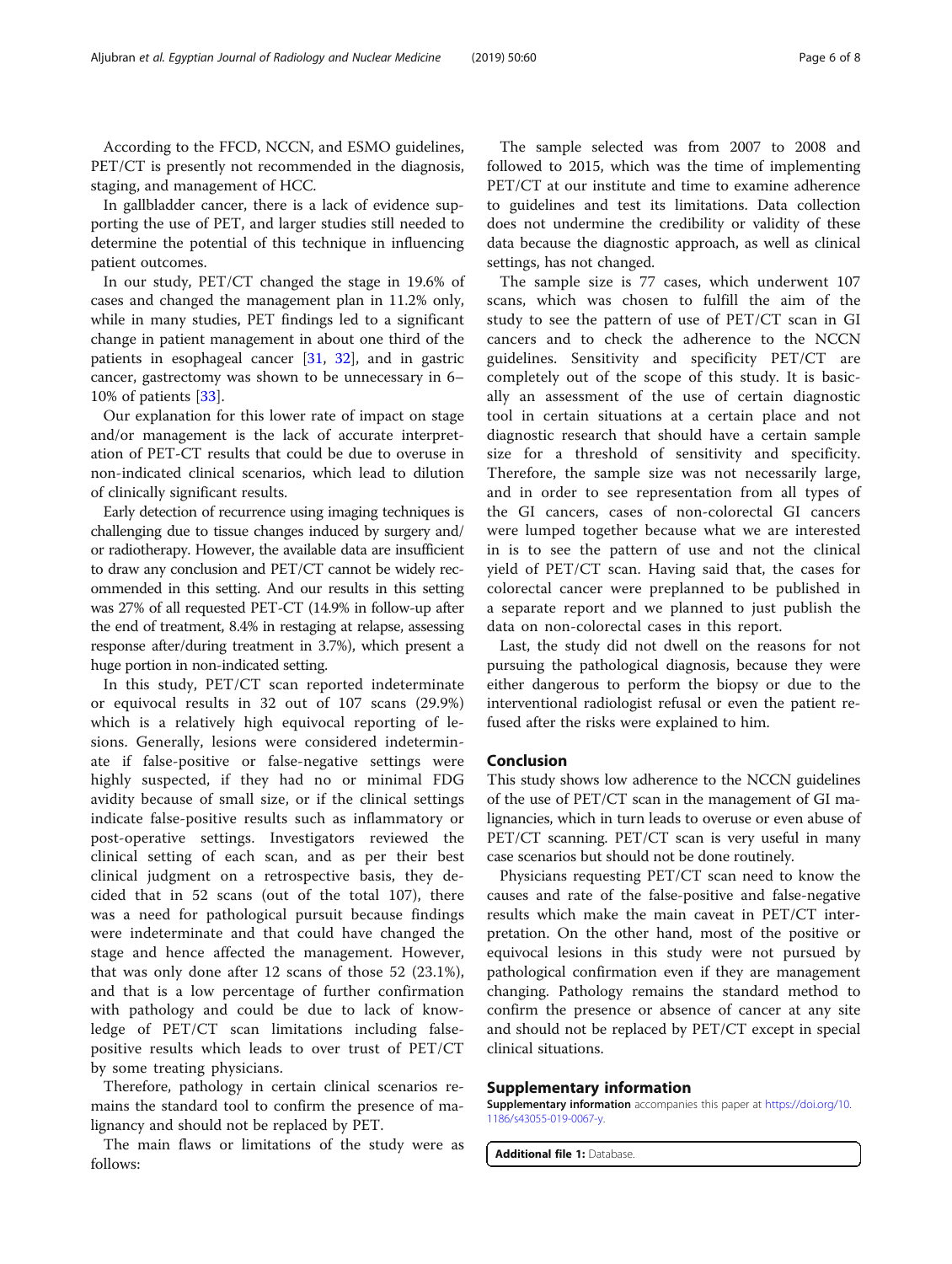According to the FFCD, NCCN, and ESMO guidelines, PET/CT is presently not recommended in the diagnosis, staging, and management of HCC.

In gallbladder cancer, there is a lack of evidence supporting the use of PET, and larger studies still needed to determine the potential of this technique in influencing patient outcomes.

In our study, PET/CT changed the stage in 19.6% of cases and changed the management plan in 11.2% only, while in many studies, PET findings led to a significant change in patient management in about one third of the patients in esophageal cancer [31, 32], and in gastric cancer, gastrectomy was shown to be unnecessary in 6–10% of patients [33].

Our explanation for this lower rate of impact on stage and/or management is the lack of accurate interpretation of PET-CT results that could be due to overuse in non-indicated clinical scenarios, which lead to dilution of clinically significant results.

Early detection of recurrence using imaging techniques is challenging due to tissue changes induced by surgery and/or radiotherapy. However, the available data are insufficient to draw any conclusion and PET/CT cannot be widely recommended in this setting. And our results in this setting was 27% of all requested PET-CT (14.9% in follow-up after the end of treatment, 8.4% in restaging at relapse, assessing response after/during treatment in 3.7%), which present a huge portion in non-indicated setting.

In this study, PET/CT scan reported indeterminate or equivocal results in 32 out of 107 scans (29.9%) which is a relatively high equivocal reporting of lesions. Generally, lesions were considered indeterminate if false-positive or false-negative settings were highly suspected, if they had no or minimal FDG avidity because of small size, or if the clinical settings indicate false-positive results such as inflammatory or post-operative settings. Investigators reviewed the clinical setting of each scan, and as per their best clinical judgment on a retrospective basis, they decided that in 52 scans (out of the total 107), there was a need for pathological pursuit because findings were indeterminate and that could have changed the stage and hence affected the management. However, that was only done after 12 scans of those 52 (23.1%), and that is a low percentage of further confirmation with pathology and could be due to lack of knowledge of PET/CT scan limitations including false-positive results which leads to over trust of PET/CT by some treating physicians.

Therefore, pathology in certain clinical scenarios remains the standard tool to confirm the presence of malignancy and should not be replaced by PET.

The main flaws or limitations of the study were as follows:

The sample selected was from 2007 to 2008 and followed to 2015, which was the time of implementing PET/CT at our institute and time to examine adherence to guidelines and test its limitations. Data collection does not undermine the credibility or validity of these data because the diagnostic approach, as well as clinical settings, has not changed.

The sample size is 77 cases, which underwent 107 scans, which was chosen to fulfill the aim of the study to see the pattern of use of PET/CT scan in GI cancers and to check the adherence to the NCCN guidelines. Sensitivity and specificity PET/CT are completely out of the scope of this study. It is basically an assessment of the use of certain diagnostic tool in certain situations at a certain place and not diagnostic research that should have a certain sample size for a threshold of sensitivity and specificity. Therefore, the sample size was not necessarily large, and in order to see representation from all types of the GI cancers, cases of non-colorectal GI cancers were lumped together because what we are interested in is to see the pattern of use and not the clinical yield of PET/CT scan. Having said that, the cases for colorectal cancer were preplanned to be published in a separate report and we planned to just publish the data on non-colorectal cases in this report.

Last, the study did not dwell on the reasons for not pursuing the pathological diagnosis, because they were either dangerous to perform the biopsy or due to the interventional radiologist refusal or even the patient refused after the risks were explained to him.

## Conclusion

This study shows low adherence to the NCCN guidelines of the use of PET/CT scan in the management of GI malignancies, which in turn leads to overuse or even abuse of PET/CT scanning. PET/CT scan is very useful in many case scenarios but should not be done routinely.

Physicians requesting PET/CT scan need to know the causes and rate of the false-positive and false-negative results which make the main caveat in PET/CT interpretation. On the other hand, most of the positive or equivocal lesions in this study were not pursued by pathological confirmation even if they are management changing. Pathology remains the standard method to confirm the presence or absence of cancer at any site and should not be replaced by PET/CT except in special clinical situations.

## Supplementary information

**Supplementary information** accompanies this paper at https://doi.org/10.1186/s43055-019-0067-y.

**Additional file 1:** Database.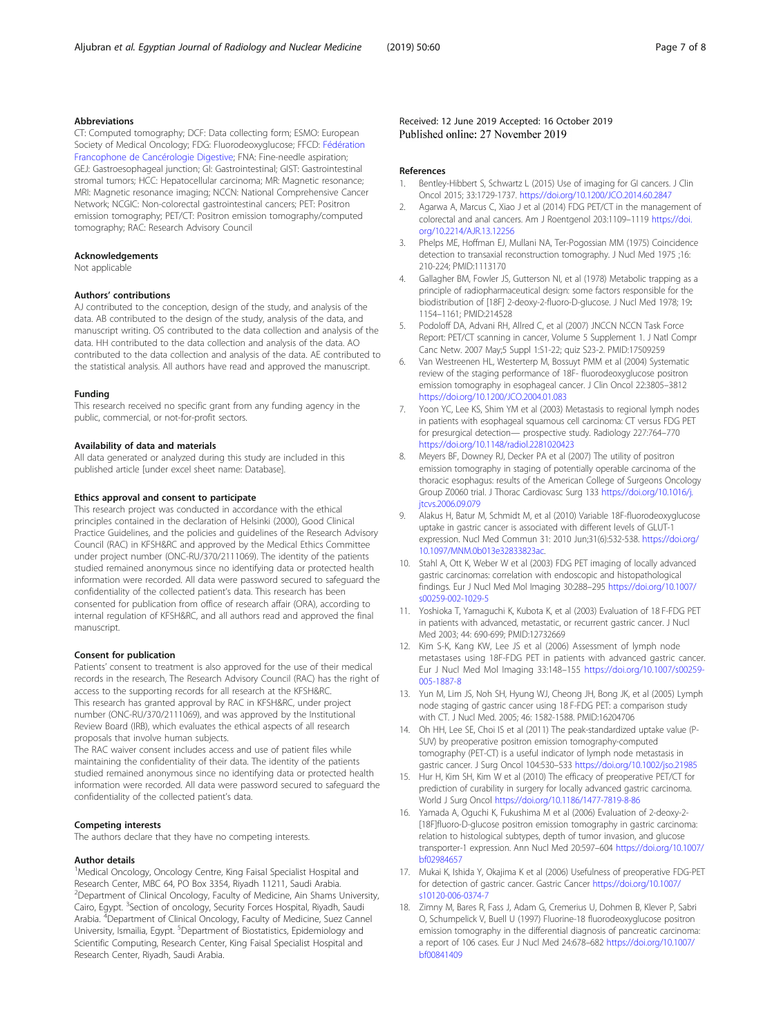### Abbreviations

CT: Computed tomography; DCF: Data collecting form; ESMO: European Society of Medical Oncology; FDG: Fluorodeoxyglucose; FFCD: Fédération Francophone de Cancérologie Digestive; FNA: Fine-needle aspiration; GEJ: Gastroesophageal junction; GI: Gastrointestinal; GIST: Gastrointestinal stromal tumors; HCC: Hepatocellular carcinoma; MR: Magnetic resonance; MRI: Magnetic resonance imaging; NCCN: National Comprehensive Cancer Network; NCGIC: Non-colorectal gastrointestinal cancers; PET: Positron emission tomography; PET/CT: Positron emission tomography/computed tomography; RAC: Research Advisory Council

### Acknowledgements

Not applicable

### Authors' contributions

AJ contributed to the conception, design of the study, and analysis of the data. AB contributed to the design of the study, analysis of the data, and manuscript writing. OS contributed to the data collection and analysis of the data. HH contributed to the data collection and analysis of the data. AO contributed to the data collection and analysis of the data. AE contributed to the statistical analysis. All authors have read and approved the manuscript.

### Funding

This research received no specific grant from any funding agency in the public, commercial, or not-for-profit sectors.

### Availability of data and materials

All data generated or analyzed during this study are included in this published article [under excel sheet name: Database].

### Ethics approval and consent to participate

This research project was conducted in accordance with the ethical principles contained in the declaration of Helsinki (2000), Good Clinical Practice Guidelines, and the policies and guidelines of the Research Advisory Council (RAC) in KFSH&RC and approved by the Medical Ethics Committee under project number (ONC-RU/370/2111069). The identity of the patients studied remained anonymous since no identifying data or protected health information were recorded. All data were password secured to safeguard the confidentiality of the collected patient's data. This research has been consented for publication from office of research affair (ORA), according to internal regulation of KFSH&RC, and all authors read and approved the final manuscript.

### Consent for publication

Patients' consent to treatment is also approved for the use of their medical records in the research, The Research Advisory Council (RAC) has the right of access to the supporting records for all research at the KFSH&RC.
This research has granted approval by RAC in KFSH&RC, under project number (ONC-RU/370/2111069), and was approved by the Institutional Review Board (IRB), which evaluates the ethical aspects of all research proposals that involve human subjects.
The RAC waiver consent includes access and use of patient files while maintaining the confidentiality of their data. The identity of the patients studied remained anonymous since no identifying data or protected health information were recorded. All data were password secured to safeguard the confidentiality of the collected patient's data.

### Competing interests

The authors declare that they have no competing interests.

### Author details

[1]Medical Oncology, Oncology Centre, King Faisal Specialist Hospital and Research Center, MBC 64, PO Box 3354, Riyadh 11211, Saudi Arabia. [2]Department of Clinical Oncology, Faculty of Medicine, Ain Shams University, Cairo, Egypt. [3]Section of oncology, Security Forces Hospital, Riyadh, Saudi Arabia. [4]Department of Clinical Oncology, Faculty of Medicine, Suez Cannel University, Ismailia, Egypt. [5]Department of Biostatistics, Epidemiology and Scientific Computing, Research Center, King Faisal Specialist Hospital and Research Center, Riyadh, Saudi Arabia.

Received: 12 June 2019 Accepted: 16 October 2019
Published online: 27 November 2019

### References

1. Bentley-Hibbert S, Schwartz L (2015) Use of imaging for GI cancers. J Clin Oncol 2015; 33:1729-1737. https://doi.org/10.1200/JCO.2014.60.2847
2. Agarwa A, Marcus C, Xiao J et al (2014) FDG PET/CT in the management of colorectal and anal cancers. Am J Roentgenol 203:1109–1119 https://doi.org/10.2214/AJR.13.12256
3. Phelps ME, Hoffman EJ, Mullani NA, Ter-Pogossian MM (1975) Coincidence detection to transaxial reconstruction tomography. J Nucl Med 1975 ;16: 210-224; PMID:1113170
4. Gallagher BM, Fowler JS, Gutterson NI, et al (1978) Metabolic trapping as a principle of radiopharmaceutical design: some factors responsible for the biodistribution of [18F] 2-deoxy-2-fluoro-D-glucose. J Nucl Med 1978; 19: 1154–1161; PMID:214528
5. Podoloff DA, Advani RH, Allred C, et al (2007) JNCCN NCCN Task Force Report: PET/CT scanning in cancer, Volume 5 Supplement 1. J Natl Compr Canc Netw. 2007 May;5 Suppl 1:S1-22; quiz S23-2. PMID:17509259
6. Van Westreenen HL, Westerterp M, Bossuyt PMM et al (2004) Systematic review of the staging performance of 18F- fluorodeoxyglucose positron emission tomography in esophageal cancer. J Clin Oncol 22:3805–3812 https://doi.org/10.1200/JCO.2004.01.083
7. Yoon YC, Lee KS, Shim YM et al (2003) Metastasis to regional lymph nodes in patients with esophageal squamous cell carcinoma: CT versus FDG PET for presurgical detection— prospective study. Radiology 227:764–770 https://doi.org/10.1148/radiol.2281020423
8. Meyers BF, Downey RJ, Decker PA et al (2007) The utility of positron emission tomography in staging of potentially operable carcinoma of the thoracic esophagus: results of the American College of Surgeons Oncology Group Z0060 trial. J Thorac Cardiovasc Surg 133 https://doi.org/10.1016/j.jtcvs.2006.09.079
9. Alakus H, Batur M, Schmidt M, et al (2010) Variable 18F-fluorodeoxyglucose uptake in gastric cancer is associated with different levels of GLUT-1 expression. Nucl Med Commun 31: 2010 Jun;31(6):532-538. https://doi.org/10.1097/MNM.0b013e32833823ac.
10. Stahl A, Ott K, Weber W et al (2003) FDG PET imaging of locally advanced gastric carcinomas: correlation with endoscopic and histopathological findings. Eur J Nucl Med Mol Imaging 30:288–295 https://doi.org/10.1007/s00259-002-1029-5
11. Yoshioka T, Yamaguchi K, Kubota K, et al (2003) Evaluation of 18 F-FDG PET in patients with advanced, metastatic, or recurrent gastric cancer. J Nucl Med 2003; 44: 690-699; PMID:12732669
12. Kim S-K, Kang KW, Lee JS et al (2006) Assessment of lymph node metastases using 18F-FDG PET in patients with advanced gastric cancer. Eur J Nucl Med Mol Imaging 33:148–155 https://doi.org/10.1007/s00259-005-1887-8
13. Yun M, Lim JS, Noh SH, Hyung WJ, Cheong JH, Bong JK, et al (2005) Lymph node staging of gastric cancer using 18 F-FDG PET: a comparison study with CT. J Nucl Med. 2005; 46: 1582-1588. PMID:16204706
14. Oh HH, Lee SE, Choi IS et al (2011) The peak-standardized uptake value (P-SUV) by preoperative positron emission tomography-computed tomography (PET-CT) is a useful indicator of lymph node metastasis in gastric cancer. J Surg Oncol 104:530–533 https://doi.org/10.1002/jso.21985
15. Hur H, Kim SH, Kim W et al (2010) The efficacy of preoperative PET/CT for prediction of curability in surgery for locally advanced gastric carcinoma. World J Surg Oncol https://doi.org/10.1186/1477-7819-8-86
16. Yamada A, Oguchi K, Fukushima M et al (2006) Evaluation of 2-deoxy-2-[18F]fluoro-D-glucose positron emission tomography in gastric carcinoma: relation to histological subtypes, depth of tumor invasion, and glucose transporter-1 expression. Ann Nucl Med 20:597–604 https://doi.org/10.1007/bf02984657
17. Mukai K, Ishida Y, Okajima K et al (2006) Usefulness of preoperative FDG-PET for detection of gastric cancer. Gastric Cancer https://doi.org/10.1007/s10120-006-0374-7
18. Zimny M, Bares R, Fass J, Adam G, Cremerius U, Dohmen B, Klever P, Sabri O, Schumpelick V, Buell U (1997) Fluorine-18 fluorodeoxyglucose positron emission tomography in the differential diagnosis of pancreatic carcinoma: a report of 106 cases. Eur J Nucl Med 24:678–682 https://doi.org/10.1007/bf00841409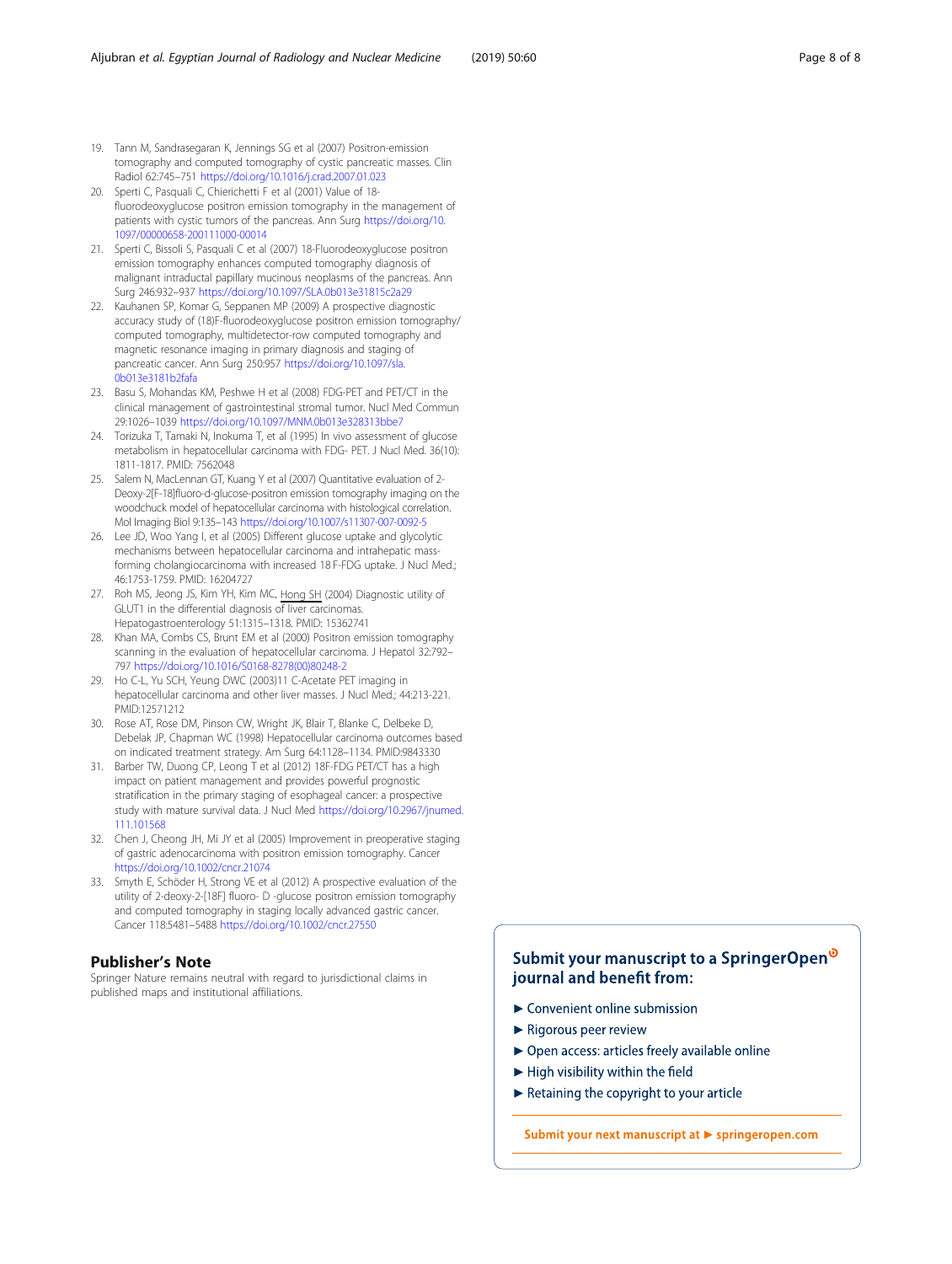19. Tann M, Sandrasegaran K, Jennings SG et al (2007) Positron-emission tomography and computed tomography of cystic pancreatic masses. Clin Radiol 62:745–751 https://doi.org/10.1016/j.crad.2007.01.023
20. Sperti C, Pasquali C, Chierichetti F et al (2001) Value of 18-fluorodeoxyglucose positron emission tomography in the management of patients with cystic tumors of the pancreas. Ann Surg https://doi.org/10.1097/00000658-200111000-00014
21. Sperti C, Bissoli S, Pasquali C et al (2007) 18-Fluorodeoxyglucose positron emission tomography enhances computed tomography diagnosis of malignant intraductal papillary mucinous neoplasms of the pancreas. Ann Surg 246:932–937 https://doi.org/10.1097/SLA.0b013e31815c2a29
22. Kauhanen SP, Komar G, Seppanen MP (2009) A prospective diagnostic accuracy study of (18)F-fluorodeoxyglucose positron emission tomography/computed tomography, multidetector-row computed tomography and magnetic resonance imaging in primary diagnosis and staging of pancreatic cancer. Ann Surg 250:957 https://doi.org/10.1097/sla.0b013e3181b2fafa
23. Basu S, Mohandas KM, Peshwe H et al (2008) FDG-PET and PET/CT in the clinical management of gastrointestinal stromal tumor. Nucl Med Commun 29:1026–1039 https://doi.org/10.1097/MNM.0b013e328313bbe7
24. Torizuka T, Tamaki N, Inokuma T, et al (1995) In vivo assessment of glucose metabolism in hepatocellular carcinoma with FDG- PET. J Nucl Med. 36(10): 1811-1817. PMID: 7562048
25. Salem N, MacLennan GT, Kuang Y et al (2007) Quantitative evaluation of 2-Deoxy-2[F-18]fluoro-d-glucose-positron emission tomography imaging on the woodchuck model of hepatocellular carcinoma with histological correlation. Mol Imaging Biol 9:135–143 https://doi.org/10.1007/s11307-007-0092-5
26. Lee JD, Woo Yang I, et al (2005) Different glucose uptake and glycolytic mechanisms between hepatocellular carcinoma and intrahepatic mass-forming cholangiocarcinoma with increased 18 F-FDG uptake. J Nucl Med.; 46:1753-1759. PMID: 16204727
27. Roh MS, Jeong JS, Kim YH, Kim MC, Hong SH (2004) Diagnostic utility of GLUT1 in the differential diagnosis of liver carcinomas. Hepatogastroenterology 51:1315–1318. PMID: 15362741
28. Khan MA, Combs CS, Brunt EM et al (2000) Positron emission tomography scanning in the evaluation of hepatocellular carcinoma. J Hepatol 32:792–797 https://doi.org/10.1016/S0168-8278(00)80248-2
29. Ho C-L, Yu SCH, Yeung DWC (2003)11 C-Acetate PET imaging in hepatocellular carcinoma and other liver masses. J Nucl Med.; 44:213-221. PMID:12571212
30. Rose AT, Rose DM, Pinson CW, Wright JK, Blair T, Blanke C, Delbeke D, Debelak JP, Chapman WC (1998) Hepatocellular carcinoma outcomes based on indicated treatment strategy. Am Surg 64:1128–1134. PMID:9843330
31. Barber TW, Duong CP, Leong T et al (2012) 18F-FDG PET/CT has a high impact on patient management and provides powerful prognostic stratification in the primary staging of esophageal cancer: a prospective study with mature survival data. J Nucl Med https://doi.org/10.2967/jnumed.111.101568
32. Chen J, Cheong JH, Mi JY et al (2005) Improvement in preoperative staging of gastric adenocarcinoma with positron emission tomography. Cancer https://doi.org/10.1002/cncr.21074
33. Smyth E, Schöder H, Strong VE et al (2012) A prospective evaluation of the utility of 2-deoxy-2-[18F] fluoro- D -glucose positron emission tomography and computed tomography in staging locally advanced gastric cancer. Cancer 118:5481–5488 https://doi.org/10.1002/cncr.27550

## Publisher's Note

Springer Nature remains neutral with regard to jurisdictional claims in published maps and institutional affiliations.

**Submit your manuscript to a SpringerOpen journal and benefit from:**

- Convenient online submission
- Rigorous peer review
- Open access: articles freely available online
- High visibility within the field
- Retaining the copyright to your article

**Submit your next manuscript at ▶ springeropen.com**